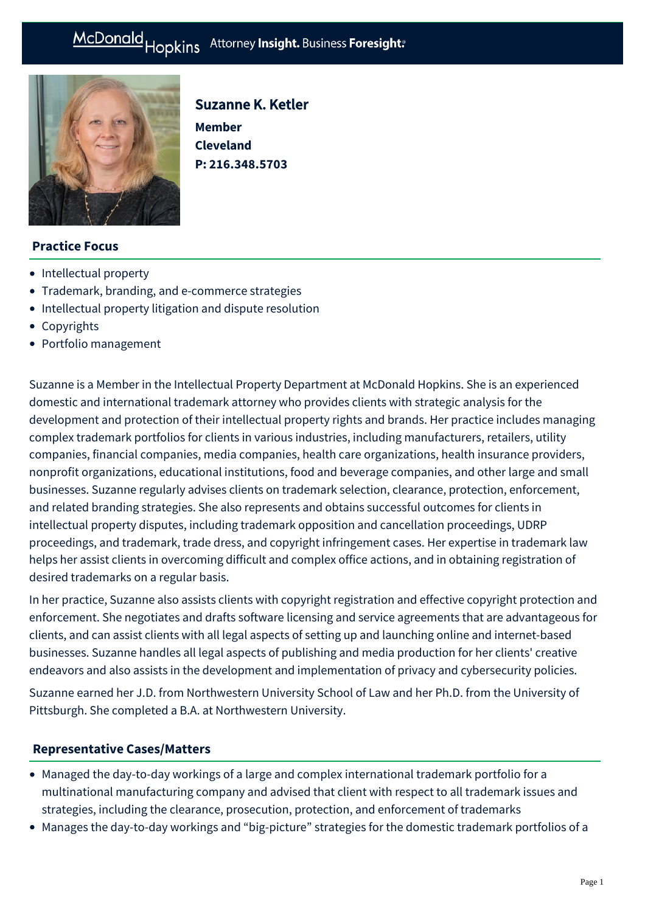# Suzanne K. Ketler

**Member**
**Cleveland**
**P: 216.348.5703**

## Practice Focus

- Intellectual property
- Trademark, branding, and e-commerce strategies
- Intellectual property litigation and dispute resolution
- Copyrights
- Portfolio management

Suzanne is a Member in the Intellectual Property Department at McDonald Hopkins. She is an experienced domestic and international trademark attorney who provides clients with strategic analysis for the development and protection of their intellectual property rights and brands. Her practice includes managing complex trademark portfolios for clients in various industries, including manufacturers, retailers, utility companies, financial companies, media companies, health care organizations, health insurance providers, nonprofit organizations, educational institutions, food and beverage companies, and other large and small businesses. Suzanne regularly advises clients on trademark selection, clearance, protection, enforcement, and related branding strategies. She also represents and obtains successful outcomes for clients in intellectual property disputes, including trademark opposition and cancellation proceedings, UDRP proceedings, and trademark, trade dress, and copyright infringement cases. Her expertise in trademark law helps her assist clients in overcoming difficult and complex office actions, and in obtaining registration of desired trademarks on a regular basis.

In her practice, Suzanne also assists clients with copyright registration and effective copyright protection and enforcement. She negotiates and drafts software licensing and service agreements that are advantageous for clients, and can assist clients with all legal aspects of setting up and launching online and internet-based businesses. Suzanne handles all legal aspects of publishing and media production for her clients' creative endeavors and also assists in the development and implementation of privacy and cybersecurity policies.

Suzanne earned her J.D. from Northwestern University School of Law and her Ph.D. from the University of Pittsburgh. She completed a B.A. at Northwestern University.

## Representative Cases/Matters

- Managed the day-to-day workings of a large and complex international trademark portfolio for a multinational manufacturing company and advised that client with respect to all trademark issues and strategies, including the clearance, prosecution, protection, and enforcement of trademarks
- Manages the day-to-day workings and "big-picture" strategies for the domestic trademark portfolios of a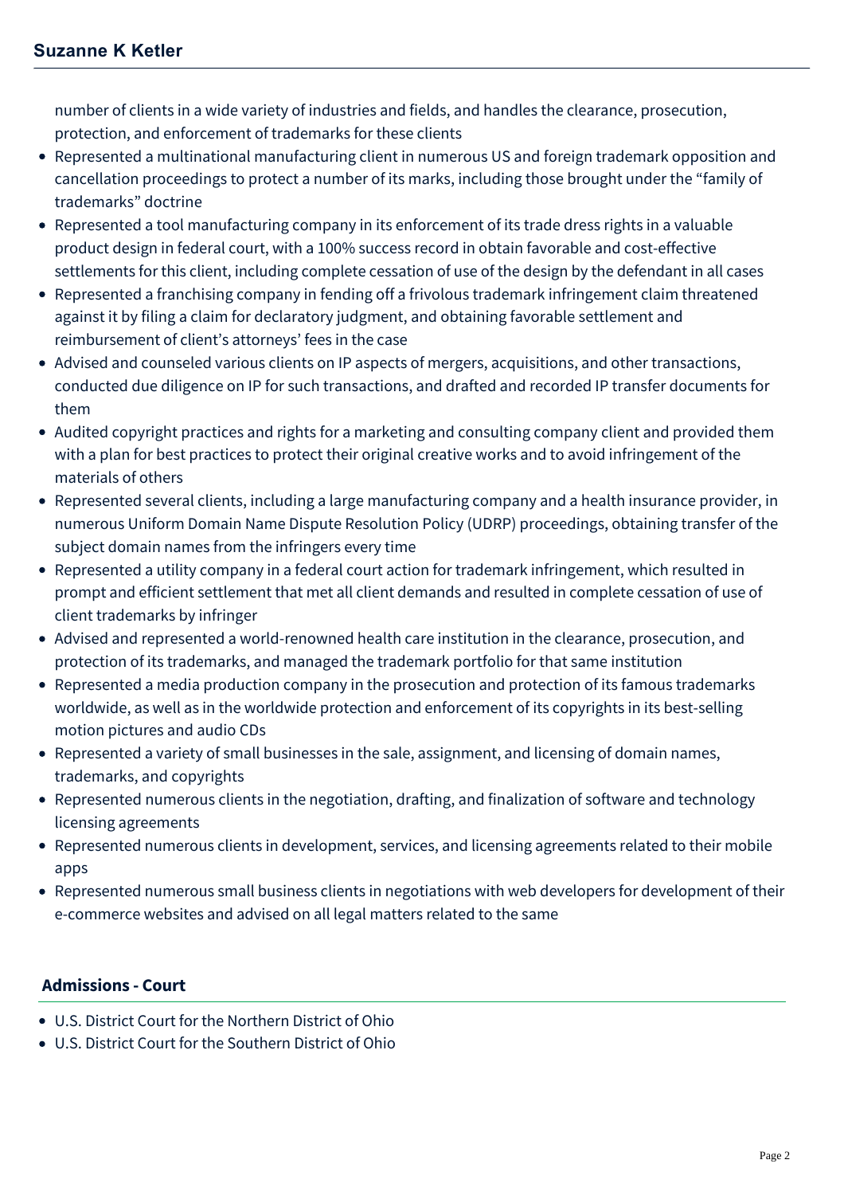number of clients in a wide variety of industries and fields, and handles the clearance, prosecution, protection, and enforcement of trademarks for these clients

- Represented a multinational manufacturing client in numerous US and foreign trademark opposition and cancellation proceedings to protect a number of its marks, including those brought under the "family of trademarks" doctrine
- Represented a tool manufacturing company in its enforcement of its trade dress rights in a valuable product design in federal court, with a 100% success record in obtain favorable and cost-effective settlements for this client, including complete cessation of use of the design by the defendant in all cases
- Represented a franchising company in fending off a frivolous trademark infringement claim threatened against it by filing a claim for declaratory judgment, and obtaining favorable settlement and reimbursement of client's attorneys' fees in the case
- Advised and counseled various clients on IP aspects of mergers, acquisitions, and other transactions, conducted due diligence on IP for such transactions, and drafted and recorded IP transfer documents for them
- Audited copyright practices and rights for a marketing and consulting company client and provided them with a plan for best practices to protect their original creative works and to avoid infringement of the materials of others
- Represented several clients, including a large manufacturing company and a health insurance provider, in numerous Uniform Domain Name Dispute Resolution Policy (UDRP) proceedings, obtaining transfer of the subject domain names from the infringers every time
- Represented a utility company in a federal court action for trademark infringement, which resulted in prompt and efficient settlement that met all client demands and resulted in complete cessation of use of client trademarks by infringer
- Advised and represented a world-renowned health care institution in the clearance, prosecution, and protection of its trademarks, and managed the trademark portfolio for that same institution
- Represented a media production company in the prosecution and protection of its famous trademarks worldwide, as well as in the worldwide protection and enforcement of its copyrights in its best-selling motion pictures and audio CDs
- Represented a variety of small businesses in the sale, assignment, and licensing of domain names, trademarks, and copyrights
- Represented numerous clients in the negotiation, drafting, and finalization of software and technology licensing agreements
- Represented numerous clients in development, services, and licensing agreements related to their mobile apps
- Represented numerous small business clients in negotiations with web developers for development of their e-commerce websites and advised on all legal matters related to the same

## Admissions - Court

- U.S. District Court for the Northern District of Ohio
- U.S. District Court for the Southern District of Ohio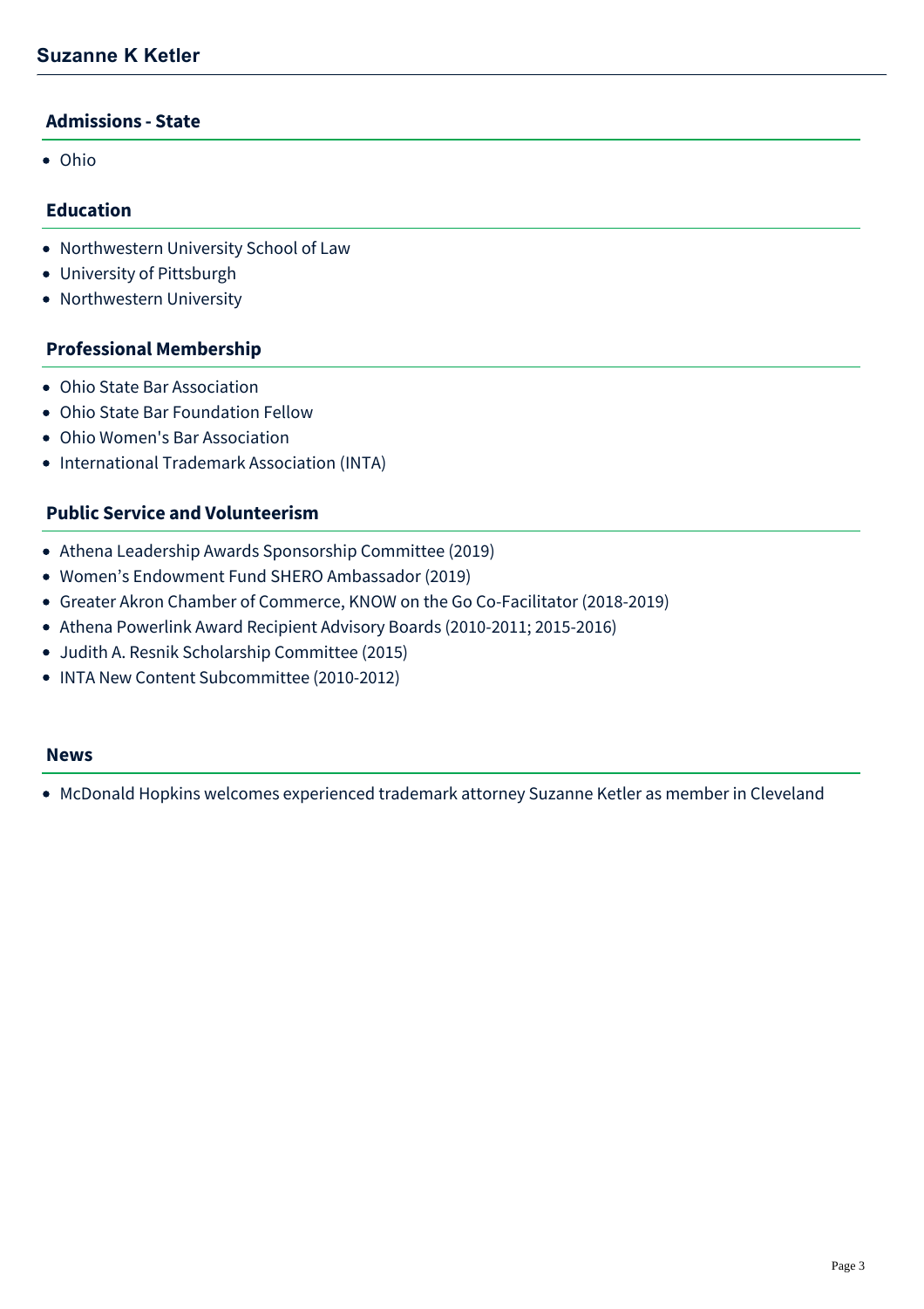## Admissions - State

- Ohio

## Education

- Northwestern University School of Law
- University of Pittsburgh
- Northwestern University

## Professional Membership

- Ohio State Bar Association
- Ohio State Bar Foundation Fellow
- Ohio Women's Bar Association
- International Trademark Association (INTA)

## Public Service and Volunteerism

- Athena Leadership Awards Sponsorship Committee (2019)
- Women’s Endowment Fund SHERO Ambassador (2019)
- Greater Akron Chamber of Commerce, KNOW on the Go Co-Facilitator (2018-2019)
- Athena Powerlink Award Recipient Advisory Boards (2010-2011; 2015-2016)
- Judith A. Resnik Scholarship Committee (2015)
- INTA New Content Subcommittee (2010-2012)

## News

- McDonald Hopkins welcomes experienced trademark attorney Suzanne Ketler as member in Cleveland